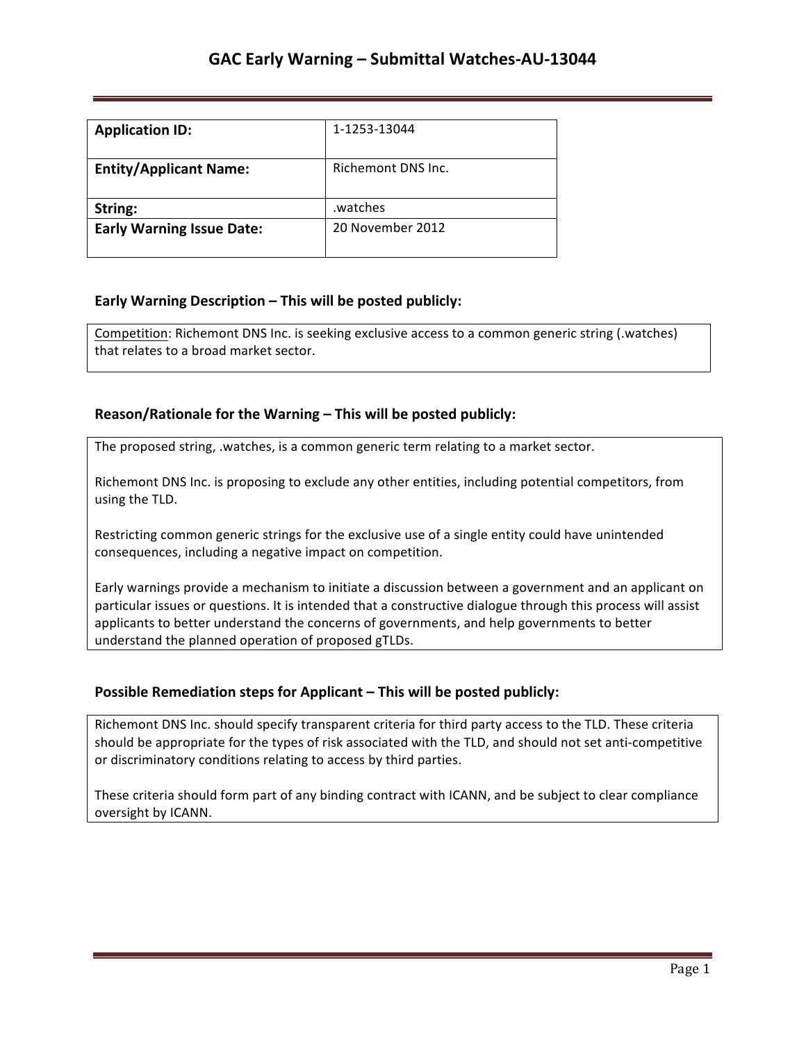# GAC Early Warning – Submittal Watches-AU-13044

| **Application ID:** | 1-1253-13044 |
|---|---|
| **Entity/Applicant Name:** | Richemont DNS Inc. |
| **String:** | .watches |
| **Early Warning Issue Date:** | 20 November 2012 |

### Early Warning Description – This will be posted publicly:

Competition: Richemont DNS Inc. is seeking exclusive access to a common generic string (.watches) that relates to a broad market sector.

### Reason/Rationale for the Warning – This will be posted publicly:

The proposed string, .watches, is a common generic term relating to a market sector.

Richemont DNS Inc. is proposing to exclude any other entities, including potential competitors, from using the TLD.

Restricting common generic strings for the exclusive use of a single entity could have unintended consequences, including a negative impact on competition.

Early warnings provide a mechanism to initiate a discussion between a government and an applicant on particular issues or questions. It is intended that a constructive dialogue through this process will assist applicants to better understand the concerns of governments, and help governments to better understand the planned operation of proposed gTLDs.

### Possible Remediation steps for Applicant – This will be posted publicly:

Richemont DNS Inc. should specify transparent criteria for third party access to the TLD. These criteria should be appropriate for the types of risk associated with the TLD, and should not set anti-competitive or discriminatory conditions relating to access by third parties.

These criteria should form part of any binding contract with ICANN, and be subject to clear compliance oversight by ICANN.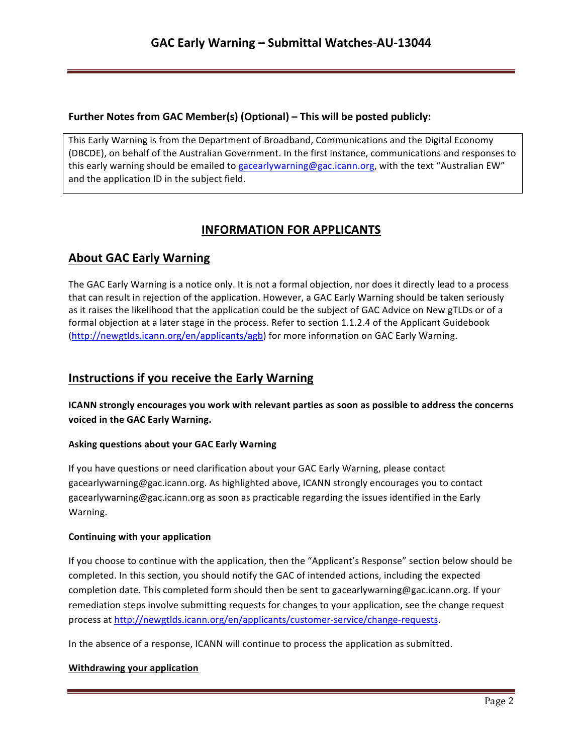**Further Notes from GAC Member(s) (Optional) – This will be posted publicly:**

This Early Warning is from the Department of Broadband, Communications and the Digital Economy (DBCDE), on behalf of the Australian Government. In the first instance, communications and responses to this early warning should be emailed to gacearlywarning@gac.icann.org, with the text "Australian EW" and the application ID in the subject field.

# INFORMATION FOR APPLICANTS

## About GAC Early Warning

The GAC Early Warning is a notice only. It is not a formal objection, nor does it directly lead to a process that can result in rejection of the application. However, a GAC Early Warning should be taken seriously as it raises the likelihood that the application could be the subject of GAC Advice on New gTLDs or of a formal objection at a later stage in the process. Refer to section 1.1.2.4 of the Applicant Guidebook (http://newgtlds.icann.org/en/applicants/agb) for more information on GAC Early Warning.

## Instructions if you receive the Early Warning

**ICANN strongly encourages you work with relevant parties as soon as possible to address the concerns voiced in the GAC Early Warning.**

**Asking questions about your GAC Early Warning**

If you have questions or need clarification about your GAC Early Warning, please contact gacearlywarning@gac.icann.org. As highlighted above, ICANN strongly encourages you to contact gacearlywarning@gac.icann.org as soon as practicable regarding the issues identified in the Early Warning.

**Continuing with your application**

If you choose to continue with the application, then the "Applicant's Response" section below should be completed. In this section, you should notify the GAC of intended actions, including the expected completion date. This completed form should then be sent to gacearlywarning@gac.icann.org. If your remediation steps involve submitting requests for changes to your application, see the change request process at http://newgtlds.icann.org/en/applicants/customer-service/change-requests.

In the absence of a response, ICANN will continue to process the application as submitted.

**Withdrawing your application**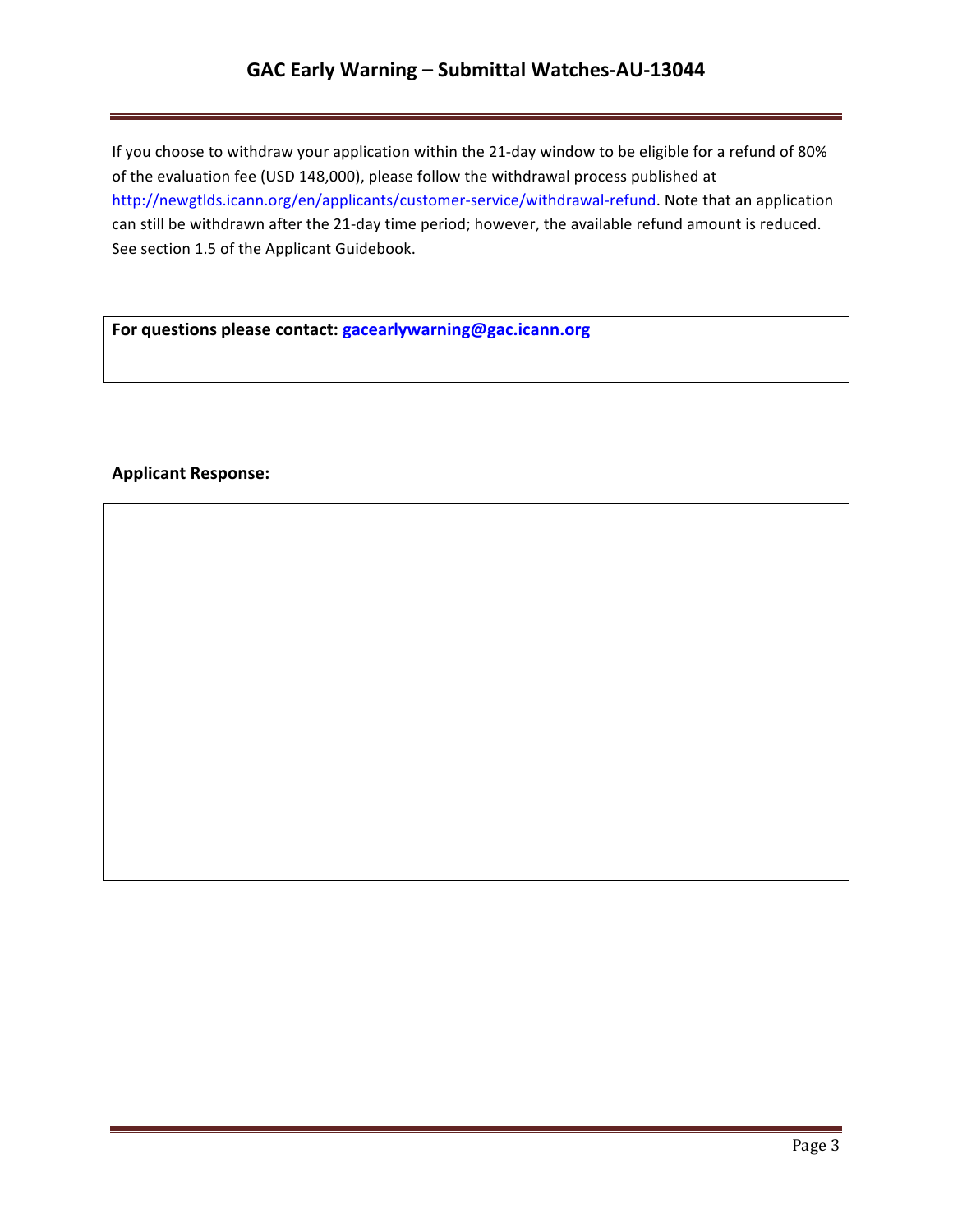If you choose to withdraw your application within the 21-day window to be eligible for a refund of 80% of the evaluation fee (USD 148,000), please follow the withdrawal process published at http://newgtlds.icann.org/en/applicants/customer-service/withdrawal-refund. Note that an application can still be withdrawn after the 21-day time period; however, the available refund amount is reduced. See section 1.5 of the Applicant Guidebook.

**For questions please contact: gacearlywarning@gac.icann.org**

**Applicant Response:**